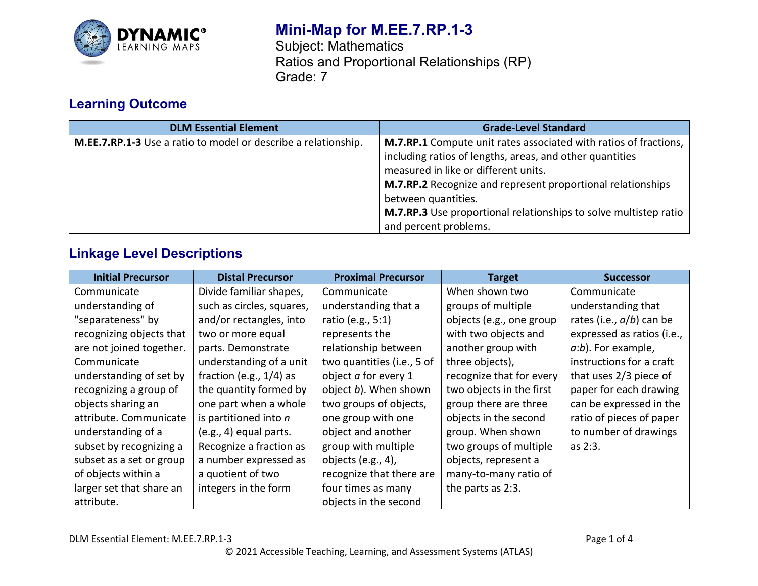# Mini-Map for M.EE.7.RP.1-3

Subject: Mathematics
Ratios and Proportional Relationships (RP)
Grade: 7

## Learning Outcome

| DLM Essential Element | Grade-Level Standard |
|---|---|
| **M.EE.7.RP.1-3** Use a ratio to model or describe a relationship. | **M.7.RP.1** Compute unit rates associated with ratios of fractions, including ratios of lengths, areas, and other quantities measured in like or different units. **M.7.RP.2** Recognize and represent proportional relationships between quantities. **M.7.RP.3** Use proportional relationships to solve multistep ratio and percent problems. |

## Linkage Level Descriptions

| Initial Precursor | Distal Precursor | Proximal Precursor | Target | Successor |
|---|---|---|---|---|
| Communicate understanding of "separateness" by recognizing objects that are not joined together. Communicate understanding of set by recognizing a group of objects sharing an attribute. Communicate understanding of a subset by recognizing a subset as a set or group of objects within a larger set that share an attribute. | Divide familiar shapes, such as circles, squares, and/or rectangles, into two or more equal parts. Demonstrate understanding of a unit fraction (e.g., 1/4) as the quantity formed by one part when a whole is partitioned into *n* (e.g., 4) equal parts. Recognize a fraction as a number expressed as a quotient of two integers in the form | Communicate understanding that a ratio (e.g., 5:1) represents the relationship between two quantities (i.e., 5 of object *a* for every 1 object *b*). When shown two groups of objects, one group with one object and another group with multiple objects (e.g., 4), recognize that there are four times as many objects in the second | When shown two groups of multiple objects (e.g., one group with two objects and another group with three objects), recognize that for every two objects in the first group there are three objects in the second group. When shown two groups of multiple objects, represent a many-to-many ratio of the parts as 2:3. | Communicate understanding that rates (i.e., *a*/*b*) can be expressed as ratios (i.e., *a*:*b*). For example, instructions for a craft that uses 2/3 piece of paper for each drawing can be expressed in the ratio of pieces of paper to number of drawings as 2:3. |

DLM Essential Element: M.EE.7.RP.1-3

© 2021 Accessible Teaching, Learning, and Assessment Systems (ATLAS)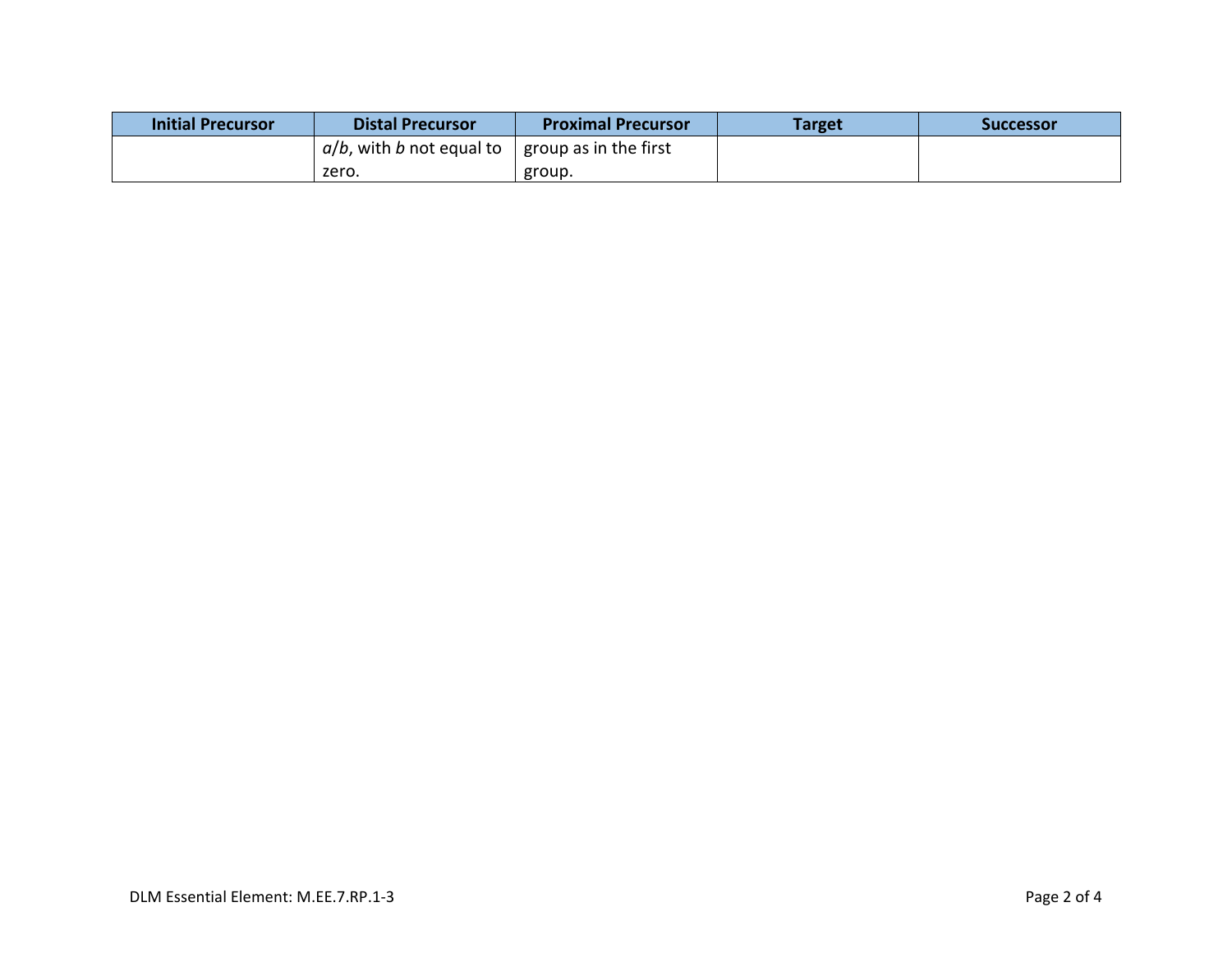| Initial Precursor | Distal Precursor | Proximal Precursor | Target | Successor |
| --- | --- | --- | --- | --- |
| | $a/b$, with $b$ not equal to zero. | group as in the first group. | | |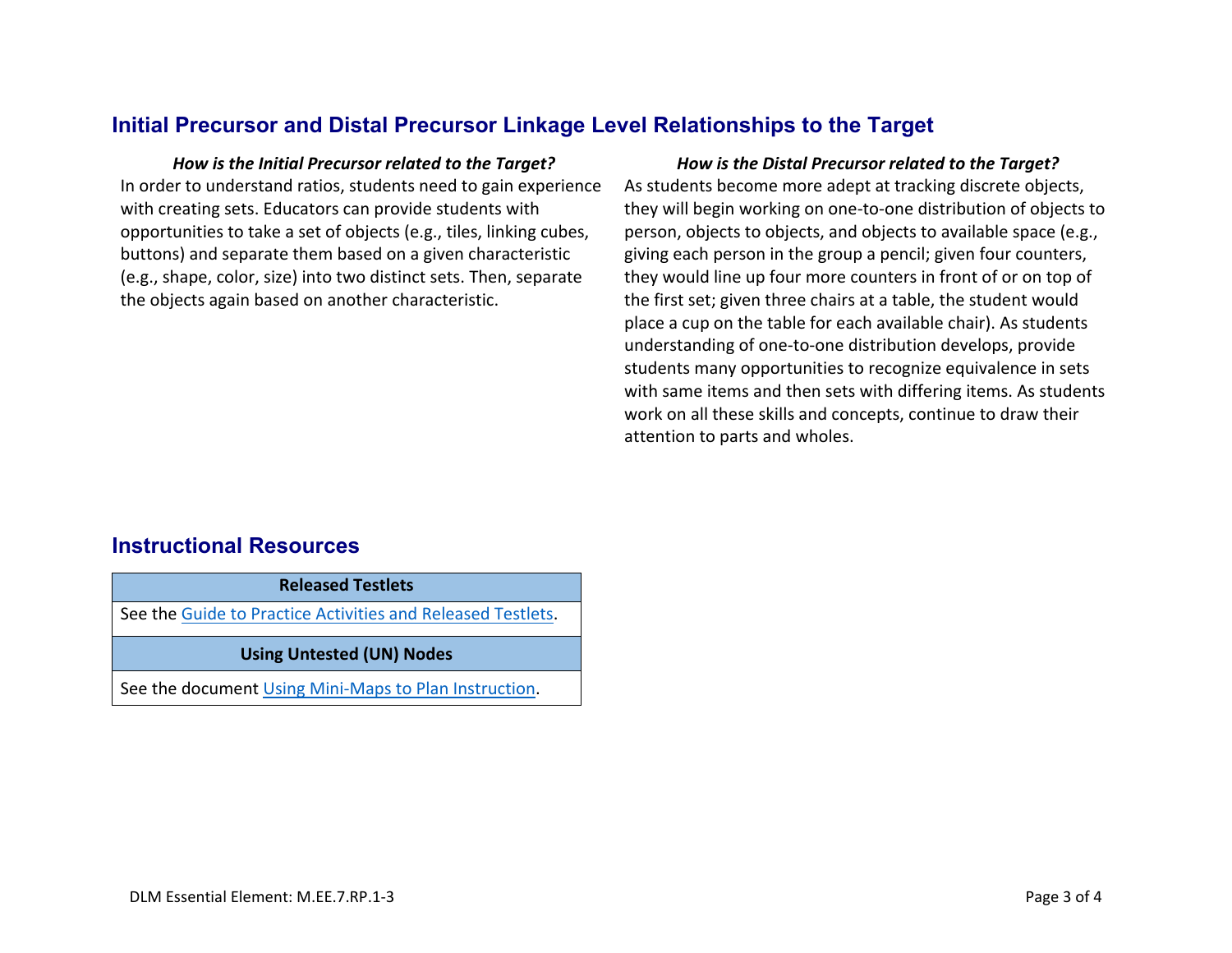## Initial Precursor and Distal Precursor Linkage Level Relationships to the Target

***How is the Initial Precursor related to the Target?***

In order to understand ratios, students need to gain experience with creating sets. Educators can provide students with opportunities to take a set of objects (e.g., tiles, linking cubes, buttons) and separate them based on a given characteristic (e.g., shape, color, size) into two distinct sets. Then, separate the objects again based on another characteristic.

***How is the Distal Precursor related to the Target?***

As students become more adept at tracking discrete objects, they will begin working on one-to-one distribution of objects to person, objects to objects, and objects to available space (e.g., giving each person in the group a pencil; given four counters, they would line up four more counters in front of or on top of the first set; given three chairs at a table, the student would place a cup on the table for each available chair). As students understanding of one-to-one distribution develops, provide students many opportunities to recognize equivalence in sets with same items and then sets with differing items. As students work on all these skills and concepts, continue to draw their attention to parts and wholes.

## Instructional Resources

| Released Testlets |
|---|
| See the Guide to Practice Activities and Released Testlets. |
| **Using Untested (UN) Nodes** |
| See the document Using Mini-Maps to Plan Instruction. |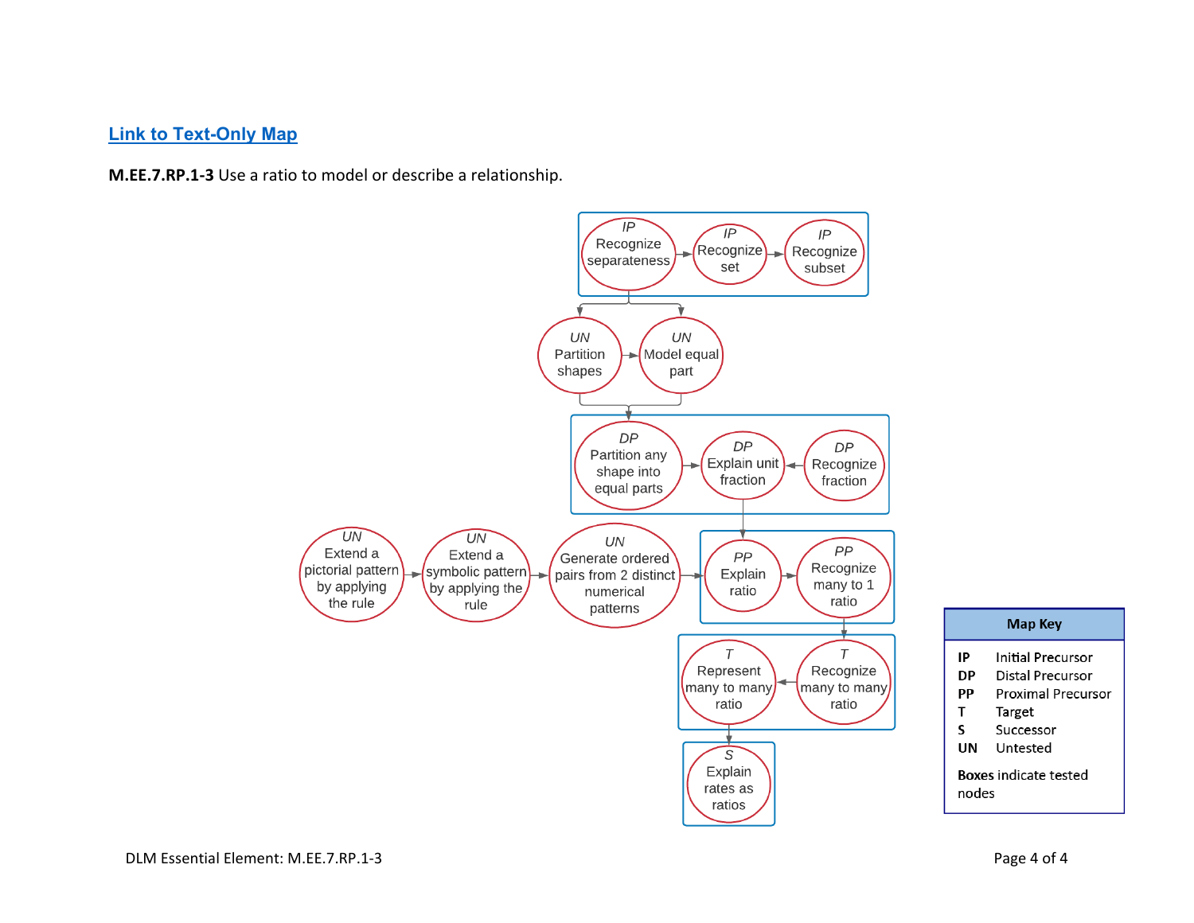[Link to Text-Only Map]

**M.EE.7.RP.1-3** Use a ratio to model or describe a relationship.

IP
Recognize separateness

IP
Recognize set

IP
Recognize subset

UN
Partition shapes

UN
Model equal part

DP
Partition any shape into equal parts

DP
Explain unit fraction

DP
Recognize fraction

UN
Extend a pictorial pattern by applying the rule

UN
Extend a symbolic pattern by applying the rule

UN
Generate ordered pairs from 2 distinct numerical patterns

PP
Explain ratio

PP
Recognize many to 1 ratio

T
Represent many to many ratio

T
Recognize many to many ratio

S
Explain rates as ratios

**Map Key**

**IP** Initial Precursor
**DP** Distal Precursor
**PP** Proximal Precursor
**T** Target
**S** Successor
**UN** Untested

**Boxes** indicate tested nodes

DLM Essential Element: M.EE.7.RP.1-3